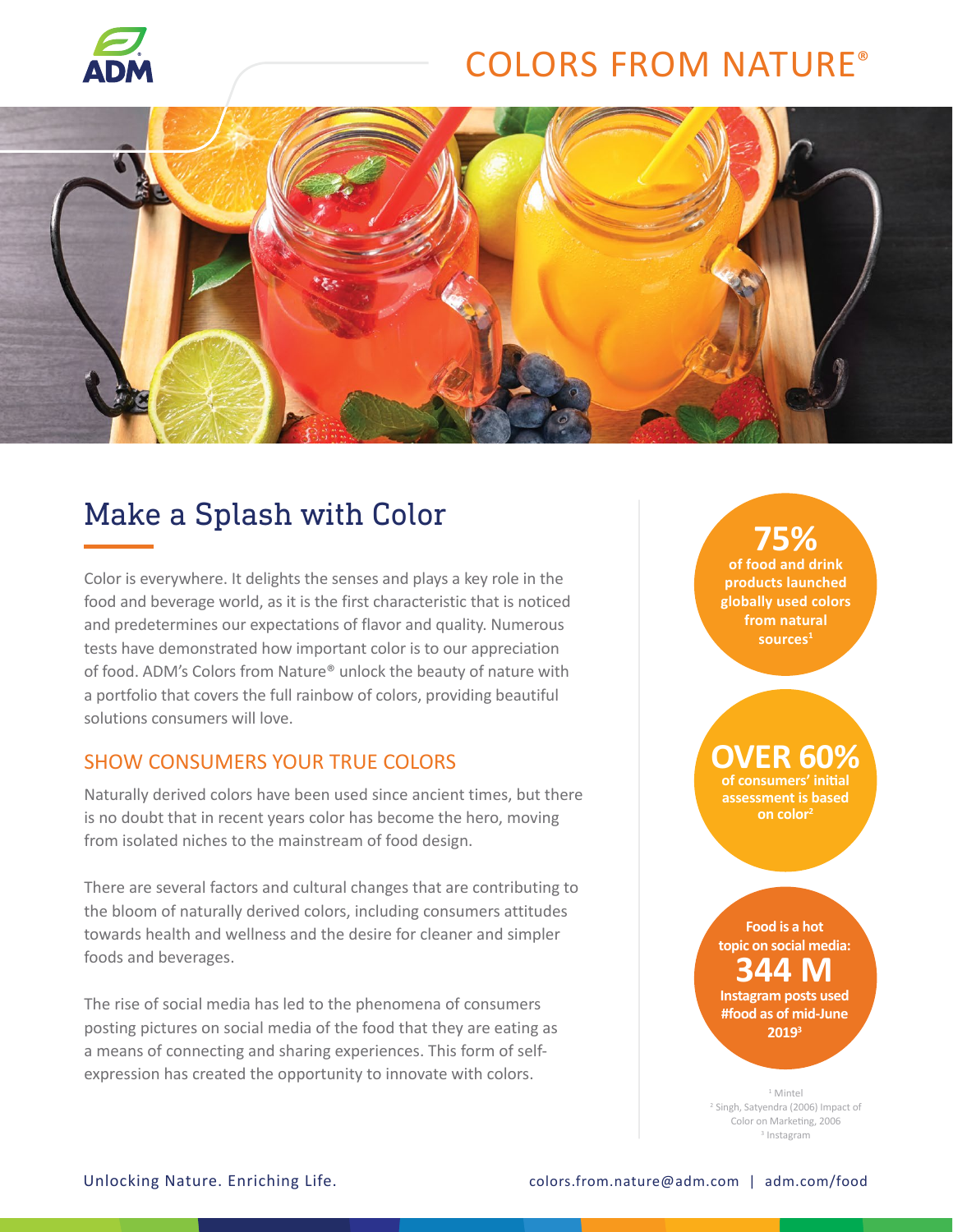# COLORS FROM NATURE®

## Make a Splash with Color

Color is everywhere. It delights the senses and plays a key role in the food and beverage world, as it is the first characteristic that is noticed and predetermines our expectations of flavor and quality. Numerous tests have demonstrated how important color is to our appreciation of food. ADM's Colors from Nature® unlock the beauty of nature with a portfolio that covers the full rainbow of colors, providing beautiful solutions consumers will love.

### SHOW CONSUMERS YOUR TRUE COLORS

Naturally derived colors have been used since ancient times, but there is no doubt that in recent years color has become the hero, moving from isolated niches to the mainstream of food design.

There are several factors and cultural changes that are contributing to the bloom of naturally derived colors, including consumers attitudes towards health and wellness and the desire for cleaner and simpler foods and beverages.

The rise of social media has led to the phenomena of consumers posting pictures on social media of the food that they are eating as a means of connecting and sharing experiences. This form of self-expression has created the opportunity to innovate with colors.

**75%** of food and drink products launched globally used colors from natural sources[1]

**OVER 60%** of consumers' initial assessment is based on color[2]

**Food is a hot topic on social media: 344 M Instagram posts used #food as of mid-June 2019**[3]

[1] Mintel
[2] Singh, Satyendra (2006) Impact of Color on Marketing, 2006
[3] Instagram

Unlocking Nature. Enriching Life.

colors.from.nature@adm.com | adm.com/food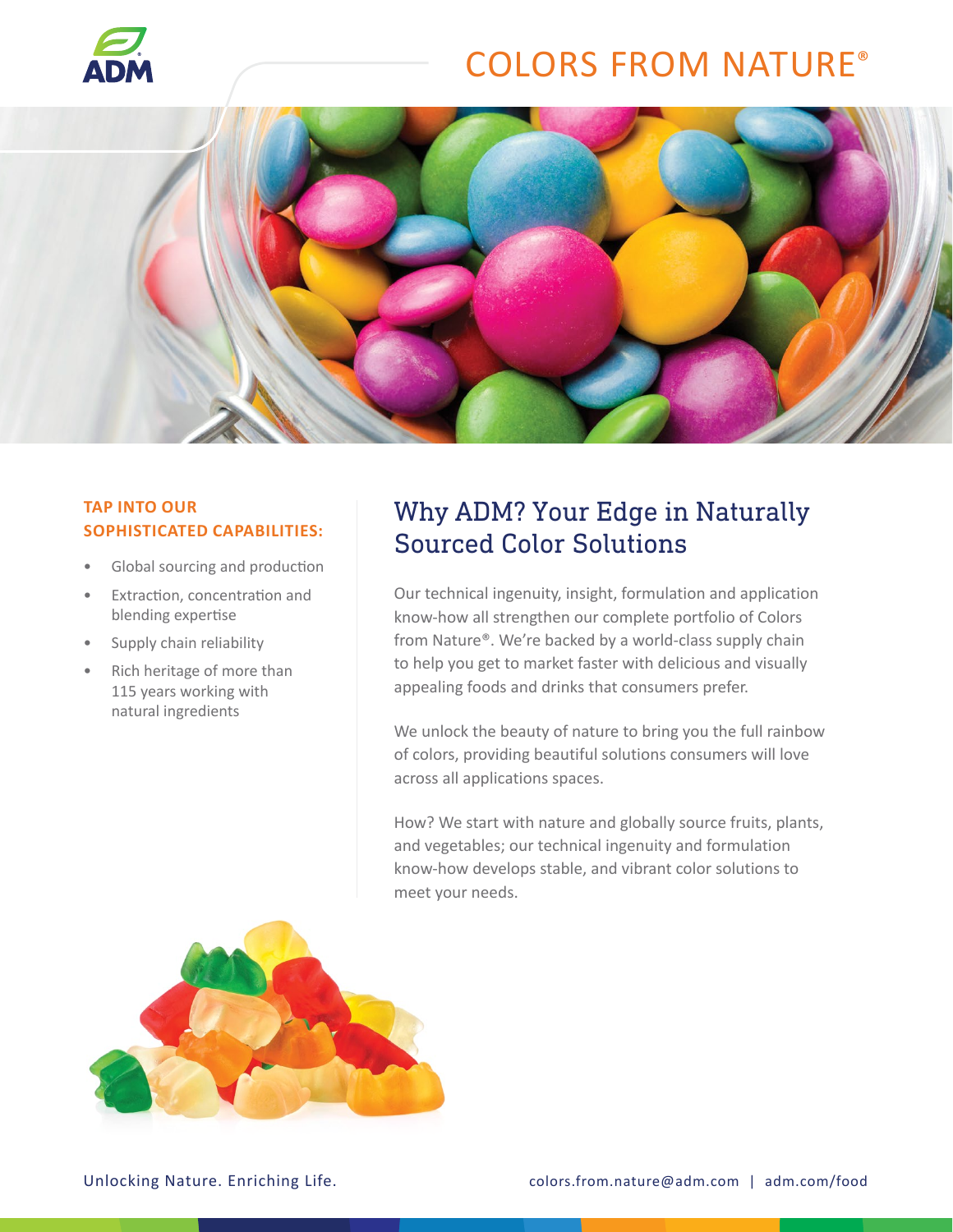# COLORS FROM NATURE®

**TAP INTO OUR SOPHISTICATED CAPABILITIES:**

- Global sourcing and production
- Extraction, concentration and blending expertise
- Supply chain reliability
- Rich heritage of more than 115 years working with natural ingredients

## Why ADM? Your Edge in Naturally Sourced Color Solutions

Our technical ingenuity, insight, formulation and application know-how all strengthen our complete portfolio of Colors from Nature®. We're backed by a world-class supply chain to help you get to market faster with delicious and visually appealing foods and drinks that consumers prefer.

We unlock the beauty of nature to bring you the full rainbow of colors, providing beautiful solutions consumers will love across all applications spaces.

How? We start with nature and globally source fruits, plants, and vegetables; our technical ingenuity and formulation know-how develops stable, and vibrant color solutions to meet your needs.

Unlocking Nature. Enriching Life.

colors.from.nature@adm.com | adm.com/food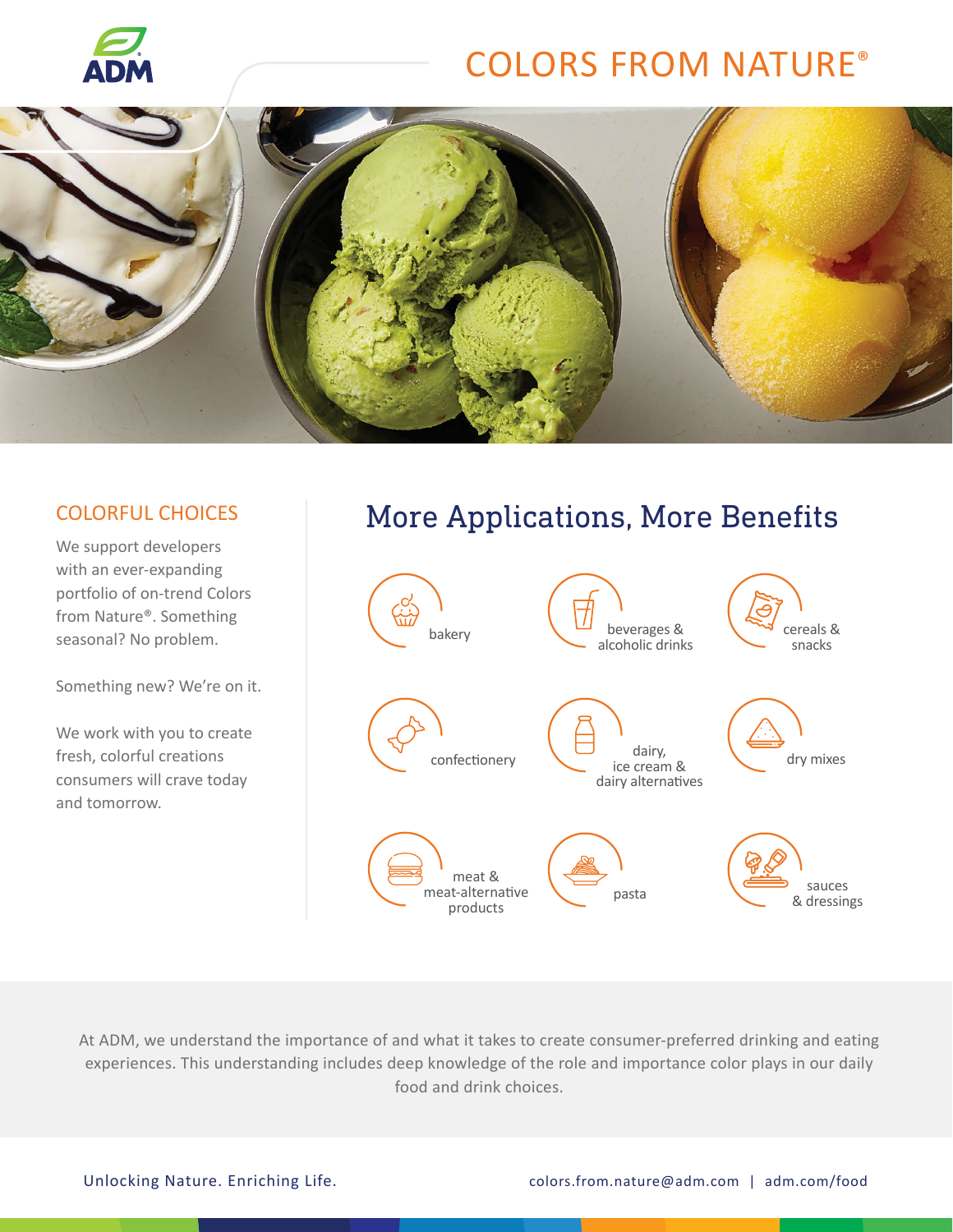# COLORS FROM NATURE®

## COLORFUL CHOICES

We support developers with an ever-expanding portfolio of on-trend Colors from Nature®. Something seasonal? No problem.

Something new? We're on it.

We work with you to create fresh, colorful creations consumers will crave today and tomorrow.

## More Applications, More Benefits

- bakery
- beverages & alcoholic drinks
- cereals & snacks
- confectionery
- dairy, ice cream & dairy alternatives
- dry mixes
- meat & meat-alternative products
- pasta
- sauces & dressings

At ADM, we understand the importance of and what it takes to create consumer-preferred drinking and eating experiences. This understanding includes deep knowledge of the role and importance color plays in our daily food and drink choices.

Unlocking Nature. Enriching Life.

colors.from.nature@adm.com | adm.com/food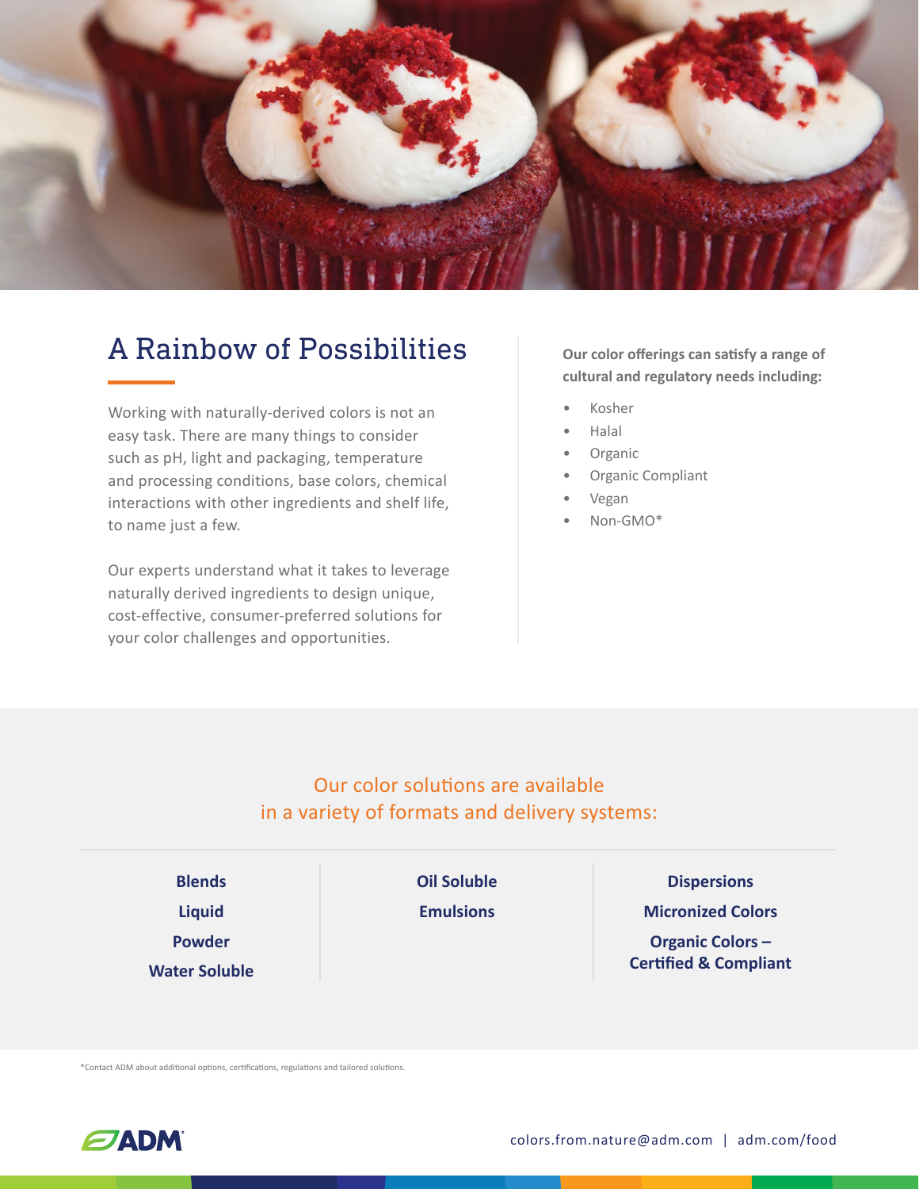## A Rainbow of Possibilities

Working with naturally-derived colors is not an easy task. There are many things to consider such as pH, light and packaging, temperature and processing conditions, base colors, chemical interactions with other ingredients and shelf life, to name just a few.

Our experts understand what it takes to leverage naturally derived ingredients to design unique, cost-effective, consumer-preferred solutions for your color challenges and opportunities.

**Our color offerings can satisfy a range of cultural and regulatory needs including:**

- Kosher
- Halal
- Organic
- Organic Compliant
- Vegan
- Non-GMO*

### Our color solutions are available in a variety of formats and delivery systems:

**Blends**
**Liquid**
**Powder**
**Water Soluble**

**Oil Soluble**
**Emulsions**

**Dispersions**
**Micronized Colors**
**Organic Colors – Certified & Compliant**

*Contact ADM about additional options, certifications, regulations and tailored solutions.

ADM

colors.from.nature@adm.com | adm.com/food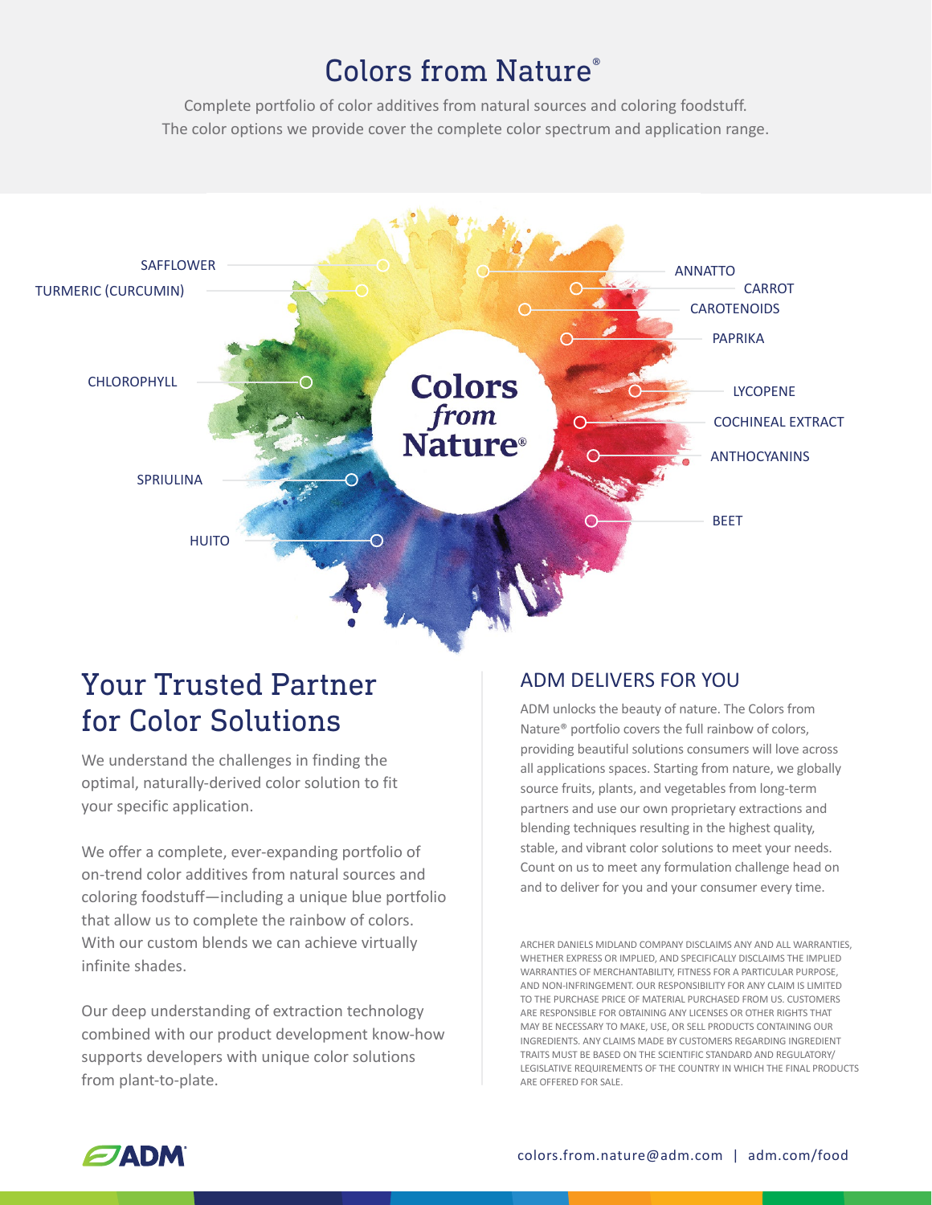# Colors from Nature®

Complete portfolio of color additives from natural sources and coloring foodstuff.
The color options we provide cover the complete color spectrum and application range.

SAFFLOWER
TURMERIC (CURCUMIN)
CHLOROPHYLL
SPRIULINA
HUITO
ANNATTO
CARROT
CAROTENOIDS
PAPRIKA
LYCOPENE
COCHINEAL EXTRACT
ANTHOCYANINS
BEET

Colors from Nature®

## Your Trusted Partner for Color Solutions

We understand the challenges in finding the optimal, naturally-derived color solution to fit your specific application.

We offer a complete, ever-expanding portfolio of on-trend color additives from natural sources and coloring foodstuff—including a unique blue portfolio that allow us to complete the rainbow of colors. With our custom blends we can achieve virtually infinite shades.

Our deep understanding of extraction technology combined with our product development know-how supports developers with unique color solutions from plant-to-plate.

## ADM DELIVERS FOR YOU

ADM unlocks the beauty of nature. The Colors from Nature® portfolio covers the full rainbow of colors, providing beautiful solutions consumers will love across all applications spaces. Starting from nature, we globally source fruits, plants, and vegetables from long-term partners and use our own proprietary extractions and blending techniques resulting in the highest quality, stable, and vibrant color solutions to meet your needs. Count on us to meet any formulation challenge head on and to deliver for you and your consumer every time.

ARCHER DANIELS MIDLAND COMPANY DISCLAIMS ANY AND ALL WARRANTIES, WHETHER EXPRESS OR IMPLIED, AND SPECIFICALLY DISCLAIMS THE IMPLIED WARRANTIES OF MERCHANTABILITY, FITNESS FOR A PARTICULAR PURPOSE, AND NON-INFRINGEMENT. OUR RESPONSIBILITY FOR ANY CLAIM IS LIMITED TO THE PURCHASE PRICE OF MATERIAL PURCHASED FROM US. CUSTOMERS ARE RESPONSIBLE FOR OBTAINING ANY LICENSES OR OTHER RIGHTS THAT MAY BE NECESSARY TO MAKE, USE, OR SELL PRODUCTS CONTAINING OUR INGREDIENTS. ANY CLAIMS MADE BY CUSTOMERS REGARDING INGREDIENT TRAITS MUST BE BASED ON THE SCIENTIFIC STANDARD AND REGULATORY/LEGISLATIVE REQUIREMENTS OF THE COUNTRY IN WHICH THE FINAL PRODUCTS ARE OFFERED FOR SALE.

ADM

colors.from.nature@adm.com | adm.com/food